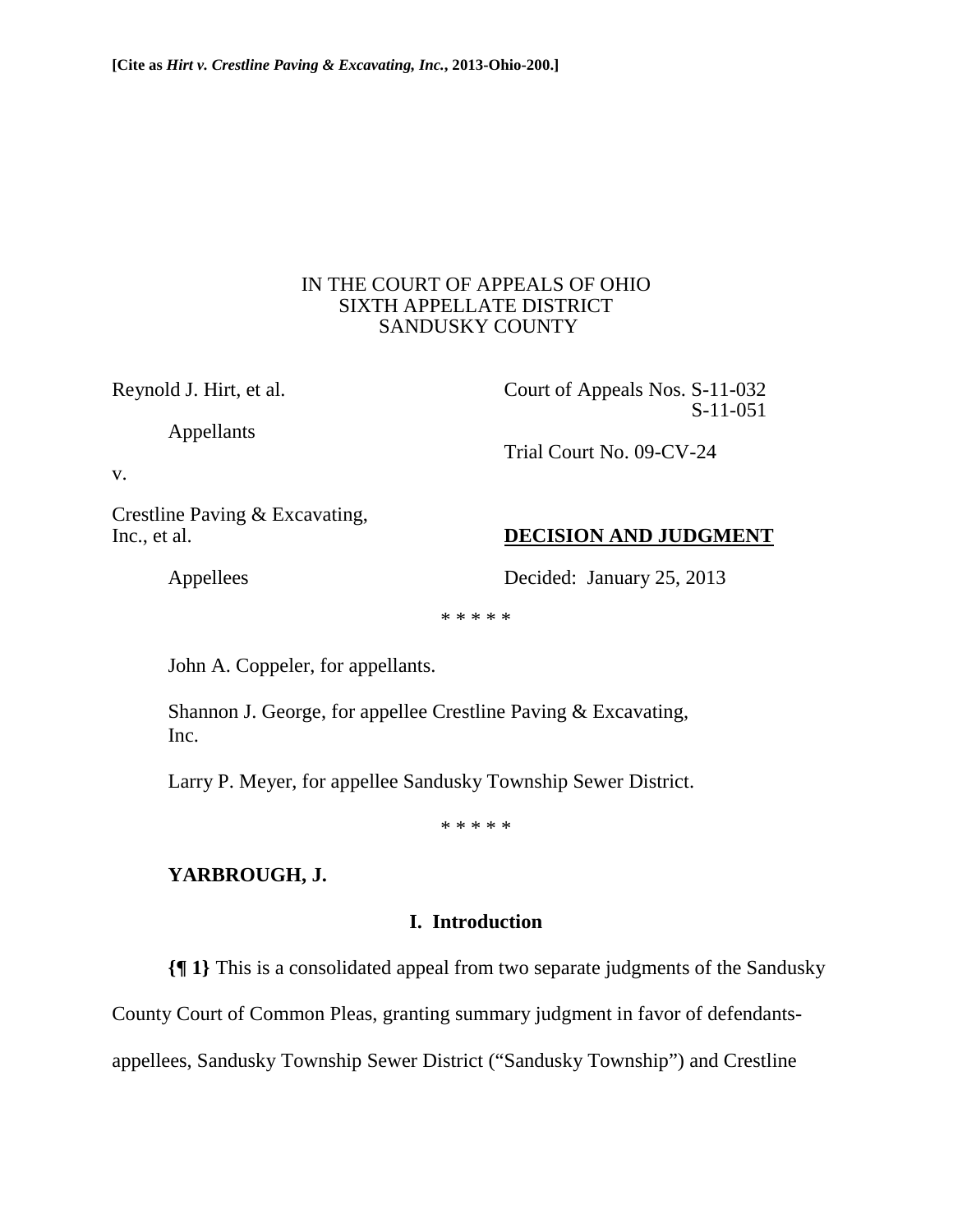**[Cite as *Hirt v. Crestline Paving & Excavating, Inc.*, 2013-Ohio-200.]**

IN THE COURT OF APPEALS OF OHIO
SIXTH APPELLATE DISTRICT
SANDUSKY COUNTY

Reynold J. Hirt, et al.

Appellants

v.

Crestline Paving & Excavating, Inc., et al.

Appellees

Court of Appeals Nos. S-11-032
S-11-051

Trial Court No. 09-CV-24

**DECISION AND JUDGMENT**

Decided: January 25, 2013

\* \* \* \* \*

John A. Coppeler, for appellants.

Shannon J. George, for appellee Crestline Paving & Excavating, Inc.

Larry P. Meyer, for appellee Sandusky Township Sewer District.

\* \* \* \* \*

**YARBROUGH, J.**

## I. Introduction

**{¶ 1}** This is a consolidated appeal from two separate judgments of the Sandusky County Court of Common Pleas, granting summary judgment in favor of defendants-appellees, Sandusky Township Sewer District ("Sandusky Township") and Crestline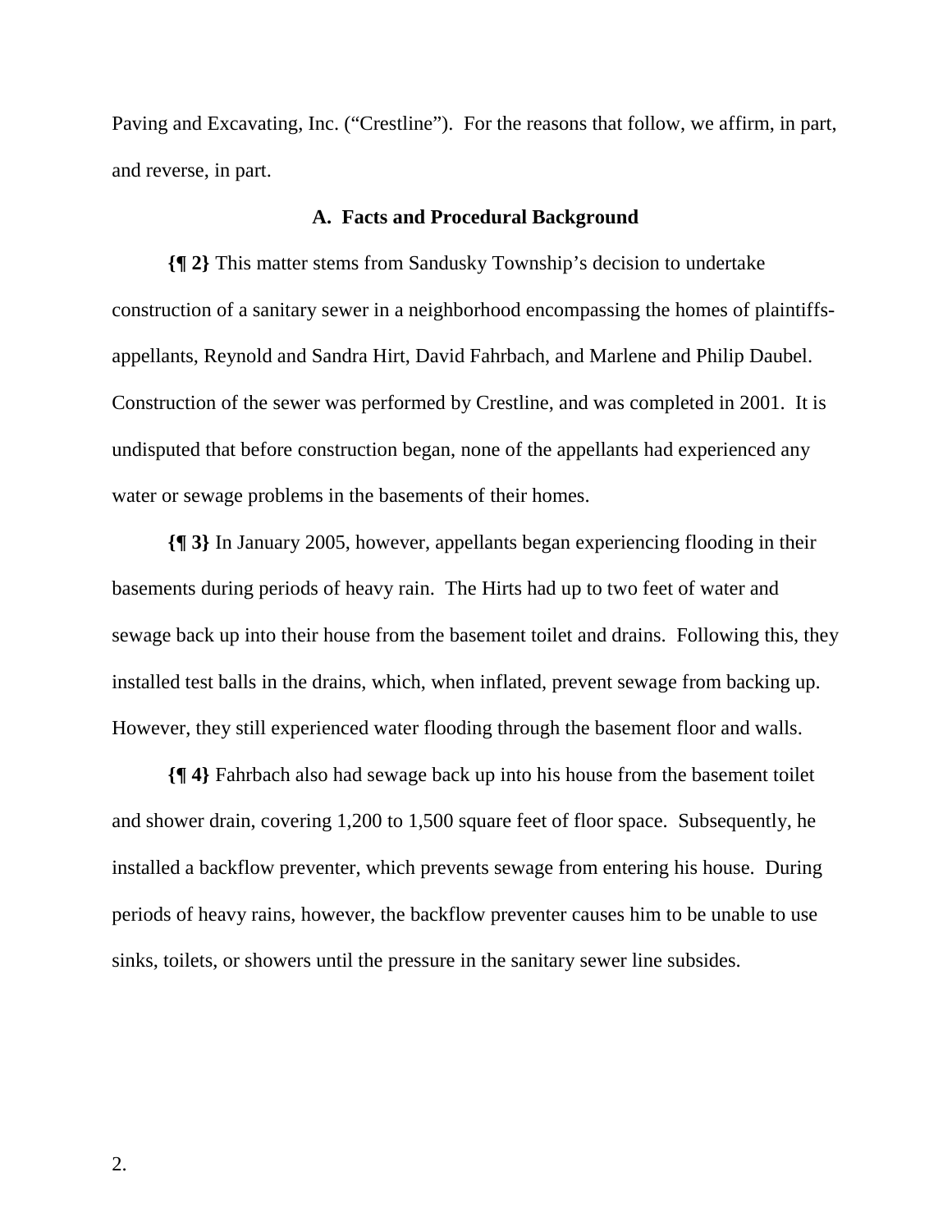Paving and Excavating, Inc. ("Crestline"). For the reasons that follow, we affirm, in part, and reverse, in part.

### A. Facts and Procedural Background

**{¶ 2}** This matter stems from Sandusky Township's decision to undertake construction of a sanitary sewer in a neighborhood encompassing the homes of plaintiffs-appellants, Reynold and Sandra Hirt, David Fahrbach, and Marlene and Philip Daubel. Construction of the sewer was performed by Crestline, and was completed in 2001. It is undisputed that before construction began, none of the appellants had experienced any water or sewage problems in the basements of their homes.

**{¶ 3}** In January 2005, however, appellants began experiencing flooding in their basements during periods of heavy rain. The Hirts had up to two feet of water and sewage back up into their house from the basement toilet and drains. Following this, they installed test balls in the drains, which, when inflated, prevent sewage from backing up. However, they still experienced water flooding through the basement floor and walls.

**{¶ 4}** Fahrbach also had sewage back up into his house from the basement toilet and shower drain, covering 1,200 to 1,500 square feet of floor space. Subsequently, he installed a backflow preventer, which prevents sewage from entering his house. During periods of heavy rains, however, the backflow preventer causes him to be unable to use sinks, toilets, or showers until the pressure in the sanitary sewer line subsides.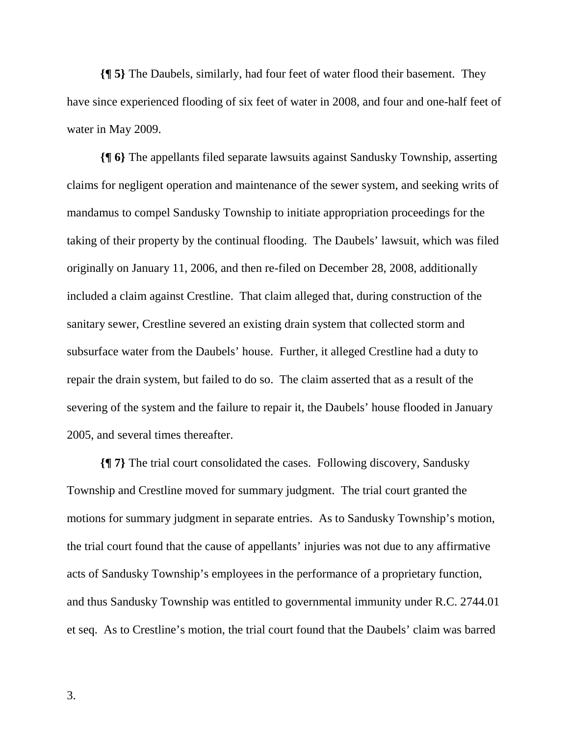**{¶ 5}** The Daubels, similarly, had four feet of water flood their basement. They have since experienced flooding of six feet of water in 2008, and four and one-half feet of water in May 2009.

**{¶ 6}** The appellants filed separate lawsuits against Sandusky Township, asserting claims for negligent operation and maintenance of the sewer system, and seeking writs of mandamus to compel Sandusky Township to initiate appropriation proceedings for the taking of their property by the continual flooding. The Daubels' lawsuit, which was filed originally on January 11, 2006, and then re-filed on December 28, 2008, additionally included a claim against Crestline. That claim alleged that, during construction of the sanitary sewer, Crestline severed an existing drain system that collected storm and subsurface water from the Daubels' house. Further, it alleged Crestline had a duty to repair the drain system, but failed to do so. The claim asserted that as a result of the severing of the system and the failure to repair it, the Daubels' house flooded in January 2005, and several times thereafter.

**{¶ 7}** The trial court consolidated the cases. Following discovery, Sandusky Township and Crestline moved for summary judgment. The trial court granted the motions for summary judgment in separate entries. As to Sandusky Township's motion, the trial court found that the cause of appellants' injuries was not due to any affirmative acts of Sandusky Township's employees in the performance of a proprietary function, and thus Sandusky Township was entitled to governmental immunity under R.C. 2744.01 et seq. As to Crestline's motion, the trial court found that the Daubels' claim was barred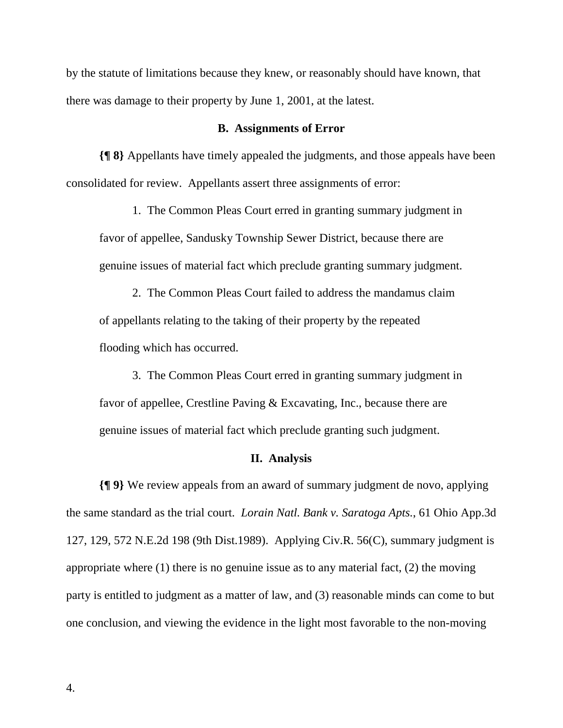by the statute of limitations because they knew, or reasonably should have known, that there was damage to their property by June 1, 2001, at the latest.

### B. Assignments of Error

**{¶ 8}** Appellants have timely appealed the judgments, and those appeals have been consolidated for review. Appellants assert three assignments of error:

> 1. The Common Pleas Court erred in granting summary judgment in favor of appellee, Sandusky Township Sewer District, because there are genuine issues of material fact which preclude granting summary judgment.
>
> 2. The Common Pleas Court failed to address the mandamus claim of appellants relating to the taking of their property by the repeated flooding which has occurred.
>
> 3. The Common Pleas Court erred in granting summary judgment in favor of appellee, Crestline Paving & Excavating, Inc., because there are genuine issues of material fact which preclude granting such judgment.

## II. Analysis

**{¶ 9}** We review appeals from an award of summary judgment de novo, applying the same standard as the trial court. *Lorain Natl. Bank v. Saratoga Apts.*, 61 Ohio App.3d 127, 129, 572 N.E.2d 198 (9th Dist.1989). Applying Civ.R. 56(C), summary judgment is appropriate where (1) there is no genuine issue as to any material fact, (2) the moving party is entitled to judgment as a matter of law, and (3) reasonable minds can come to but one conclusion, and viewing the evidence in the light most favorable to the non-moving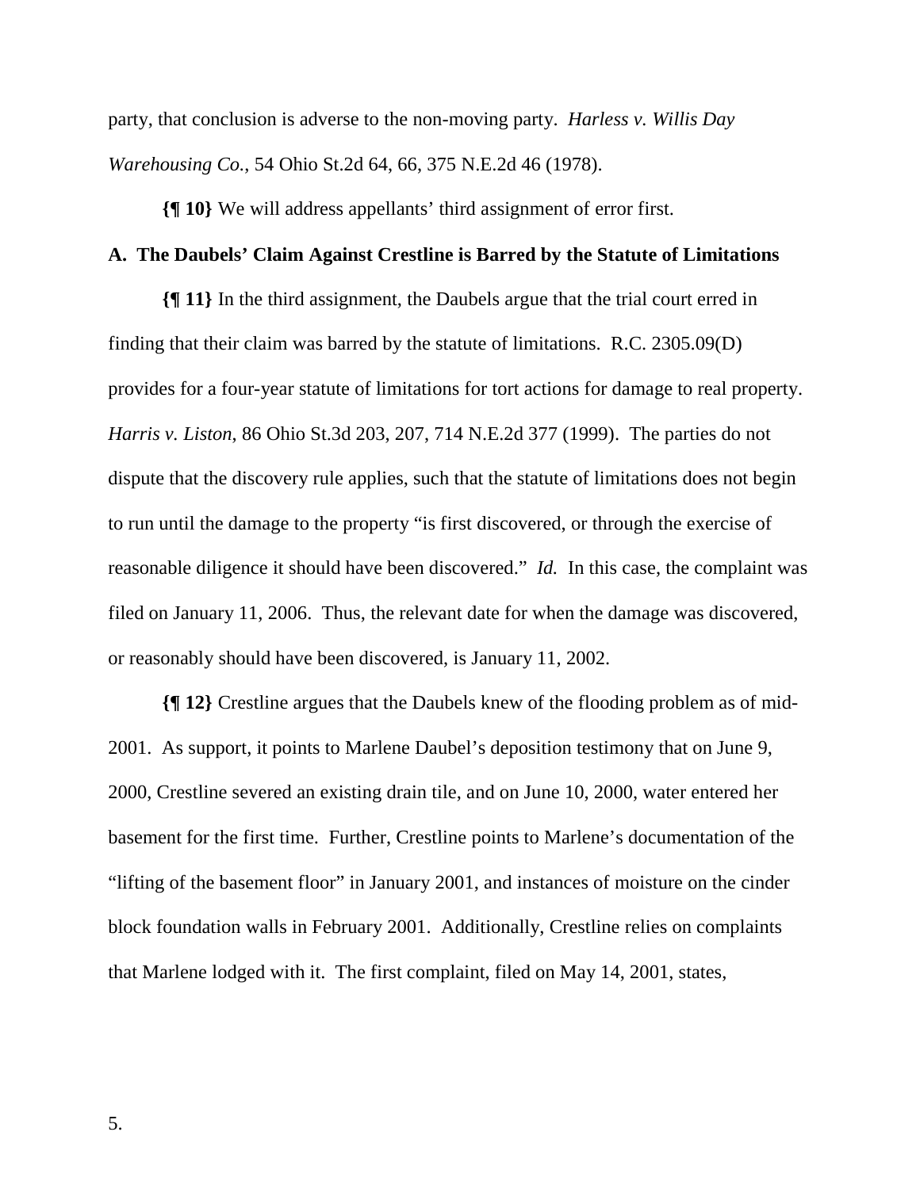party, that conclusion is adverse to the non-moving party. *Harless v. Willis Day Warehousing Co.*, 54 Ohio St.2d 64, 66, 375 N.E.2d 46 (1978).

**{¶ 10}** We will address appellants' third assignment of error first.

**A. The Daubels' Claim Against Crestline is Barred by the Statute of Limitations**

**{¶ 11}** In the third assignment, the Daubels argue that the trial court erred in finding that their claim was barred by the statute of limitations. R.C. 2305.09(D) provides for a four-year statute of limitations for tort actions for damage to real property. *Harris v. Liston*, 86 Ohio St.3d 203, 207, 714 N.E.2d 377 (1999). The parties do not dispute that the discovery rule applies, such that the statute of limitations does not begin to run until the damage to the property "is first discovered, or through the exercise of reasonable diligence it should have been discovered." *Id.* In this case, the complaint was filed on January 11, 2006. Thus, the relevant date for when the damage was discovered, or reasonably should have been discovered, is January 11, 2002.

**{¶ 12}** Crestline argues that the Daubels knew of the flooding problem as of mid-2001. As support, it points to Marlene Daubel's deposition testimony that on June 9, 2000, Crestline severed an existing drain tile, and on June 10, 2000, water entered her basement for the first time. Further, Crestline points to Marlene's documentation of the "lifting of the basement floor" in January 2001, and instances of moisture on the cinder block foundation walls in February 2001. Additionally, Crestline relies on complaints that Marlene lodged with it. The first complaint, filed on May 14, 2001, states,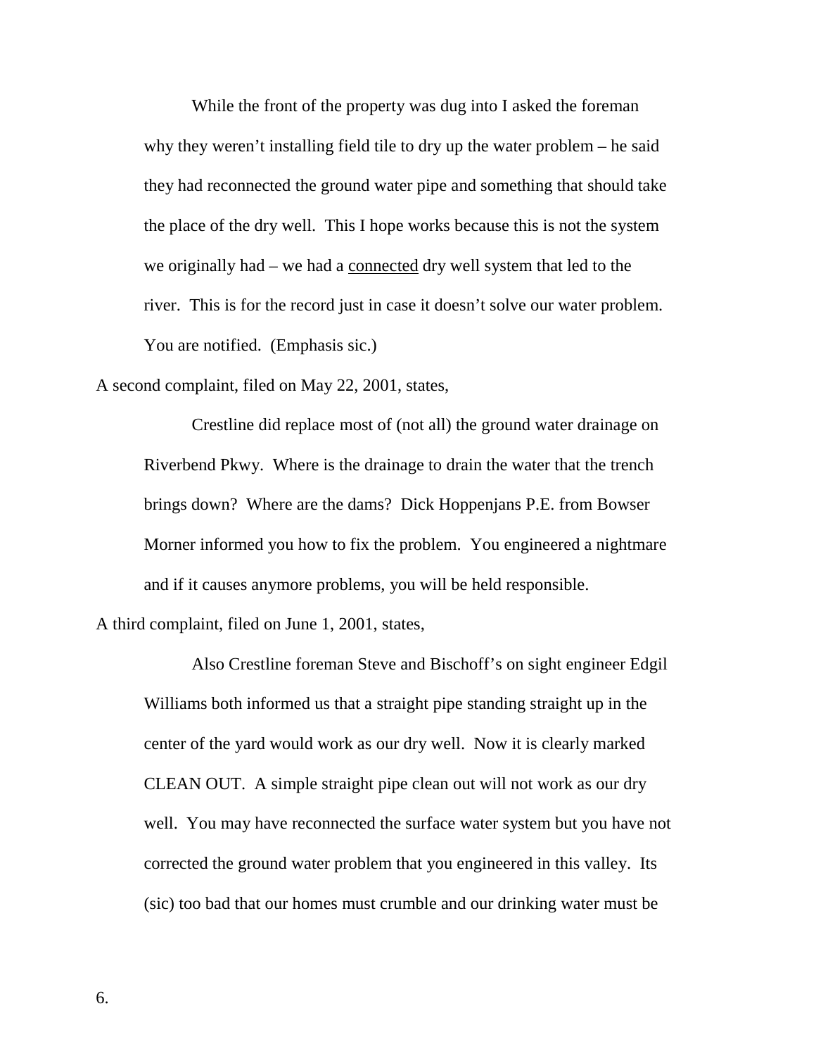> While the front of the property was dug into I asked the foreman why they weren't installing field tile to dry up the water problem – he said they had reconnected the ground water pipe and something that should take the place of the dry well. This I hope works because this is not the system we originally had – we had a <u>connected</u> dry well system that led to the river. This is for the record just in case it doesn't solve our water problem. You are notified. (Emphasis sic.)

A second complaint, filed on May 22, 2001, states,

> Crestline did replace most of (not all) the ground water drainage on Riverbend Pkwy. Where is the drainage to drain the water that the trench brings down? Where are the dams? Dick Hoppenjans P.E. from Bowser Morner informed you how to fix the problem. You engineered a nightmare and if it causes anymore problems, you will be held responsible.

A third complaint, filed on June 1, 2001, states,

> Also Crestline foreman Steve and Bischoff's on sight engineer Edgil Williams both informed us that a straight pipe standing straight up in the center of the yard would work as our dry well. Now it is clearly marked CLEAN OUT. A simple straight pipe clean out will not work as our dry well. You may have reconnected the surface water system but you have not corrected the ground water problem that you engineered in this valley. Its (sic) too bad that our homes must crumble and our drinking water must be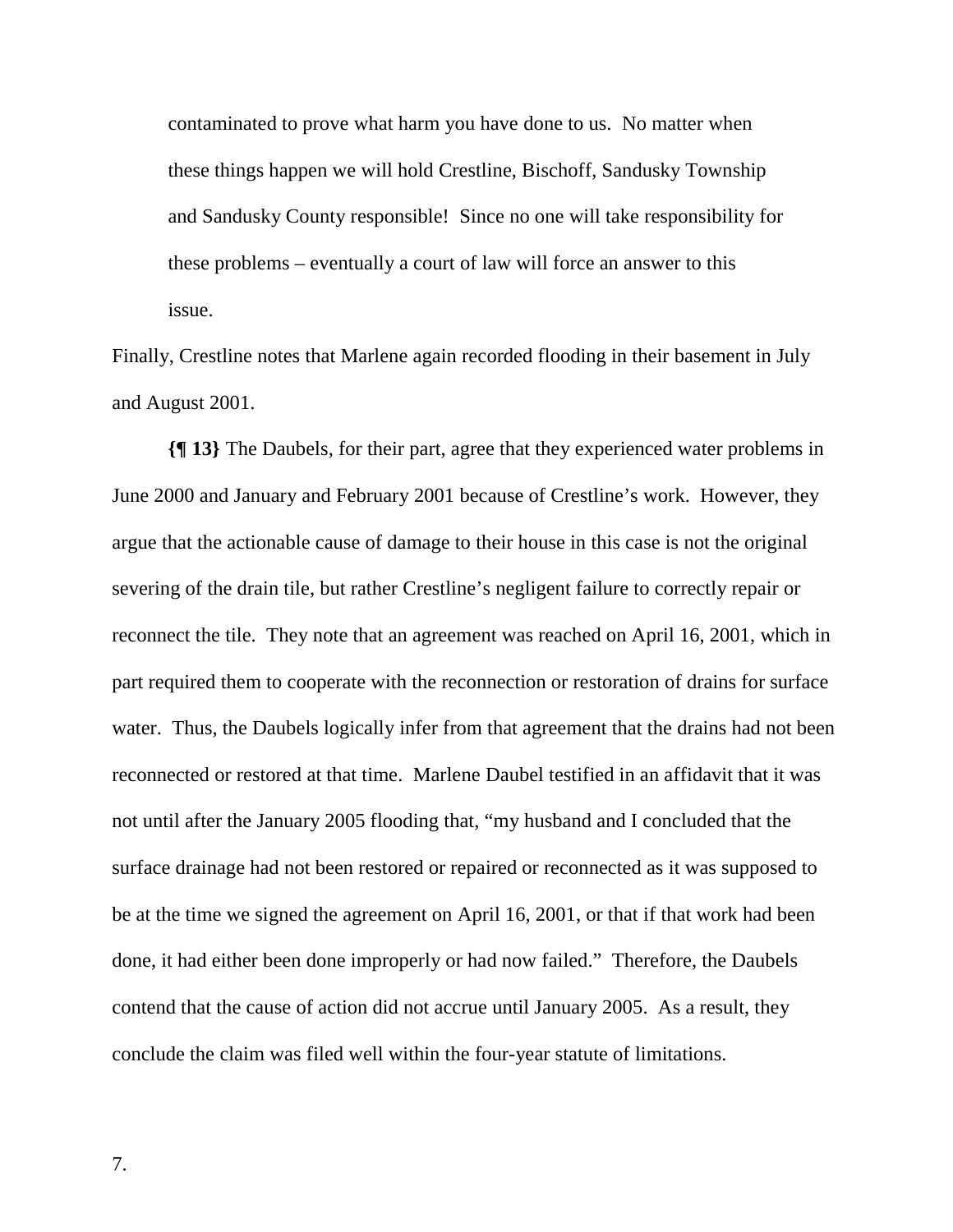> contaminated to prove what harm you have done to us. No matter when these things happen we will hold Crestline, Bischoff, Sandusky Township and Sandusky County responsible! Since no one will take responsibility for these problems – eventually a court of law will force an answer to this issue.

Finally, Crestline notes that Marlene again recorded flooding in their basement in July and August 2001.

**{¶ 13}** The Daubels, for their part, agree that they experienced water problems in June 2000 and January and February 2001 because of Crestline's work. However, they argue that the actionable cause of damage to their house in this case is not the original severing of the drain tile, but rather Crestline's negligent failure to correctly repair or reconnect the tile. They note that an agreement was reached on April 16, 2001, which in part required them to cooperate with the reconnection or restoration of drains for surface water. Thus, the Daubels logically infer from that agreement that the drains had not been reconnected or restored at that time. Marlene Daubel testified in an affidavit that it was not until after the January 2005 flooding that, "my husband and I concluded that the surface drainage had not been restored or repaired or reconnected as it was supposed to be at the time we signed the agreement on April 16, 2001, or that if that work had been done, it had either been done improperly or had now failed." Therefore, the Daubels contend that the cause of action did not accrue until January 2005. As a result, they conclude the claim was filed well within the four-year statute of limitations.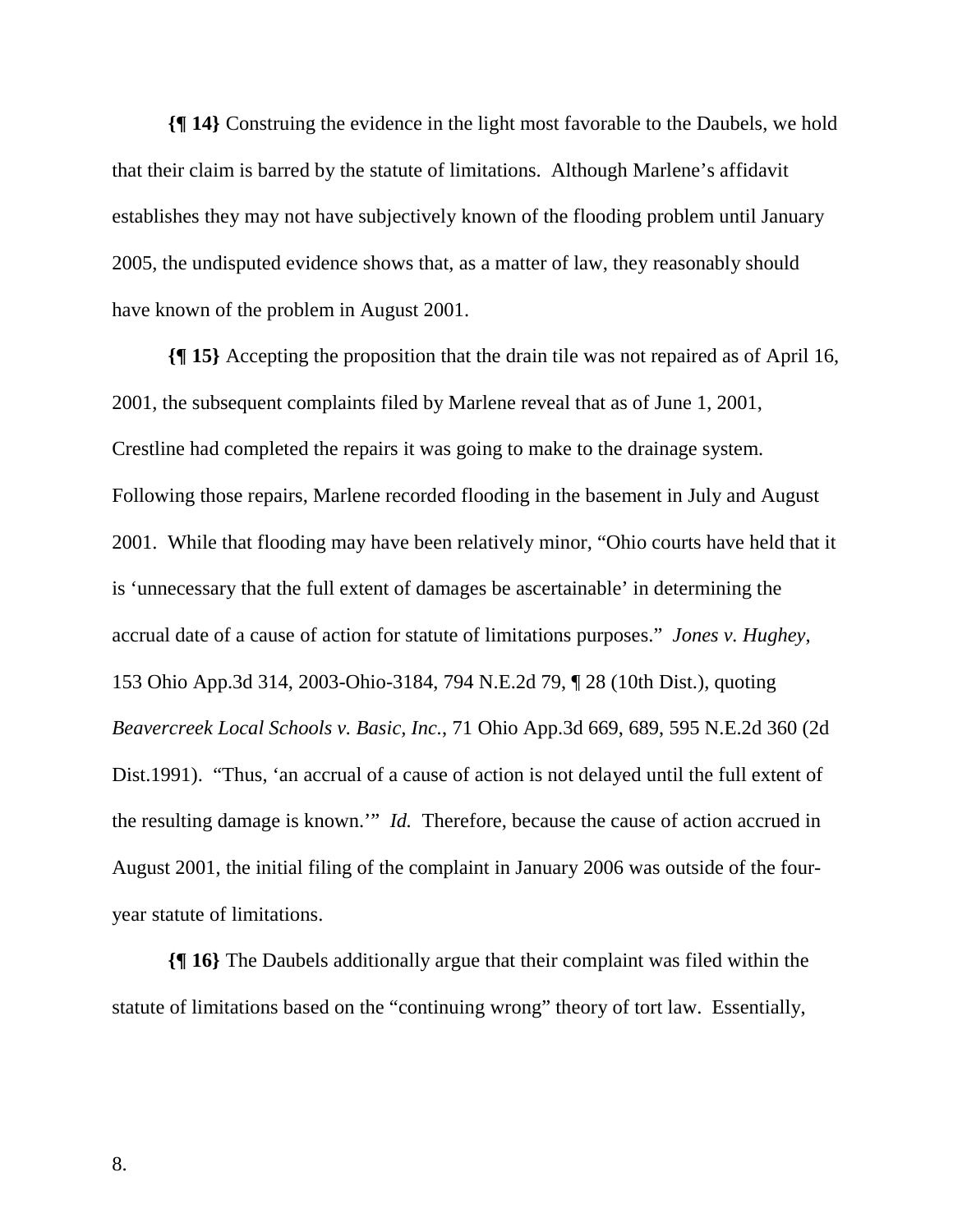**{¶ 14}** Construing the evidence in the light most favorable to the Daubels, we hold that their claim is barred by the statute of limitations. Although Marlene's affidavit establishes they may not have subjectively known of the flooding problem until January 2005, the undisputed evidence shows that, as a matter of law, they reasonably should have known of the problem in August 2001.

**{¶ 15}** Accepting the proposition that the drain tile was not repaired as of April 16, 2001, the subsequent complaints filed by Marlene reveal that as of June 1, 2001, Crestline had completed the repairs it was going to make to the drainage system. Following those repairs, Marlene recorded flooding in the basement in July and August 2001. While that flooding may have been relatively minor, "Ohio courts have held that it is 'unnecessary that the full extent of damages be ascertainable' in determining the accrual date of a cause of action for statute of limitations purposes." *Jones v. Hughey*, 153 Ohio App.3d 314, 2003-Ohio-3184, 794 N.E.2d 79, ¶ 28 (10th Dist.), quoting *Beavercreek Local Schools v. Basic, Inc.*, 71 Ohio App.3d 669, 689, 595 N.E.2d 360 (2d Dist.1991). "Thus, 'an accrual of a cause of action is not delayed until the full extent of the resulting damage is known.'" *Id.* Therefore, because the cause of action accrued in August 2001, the initial filing of the complaint in January 2006 was outside of the four-year statute of limitations.

**{¶ 16}** The Daubels additionally argue that their complaint was filed within the statute of limitations based on the "continuing wrong" theory of tort law. Essentially,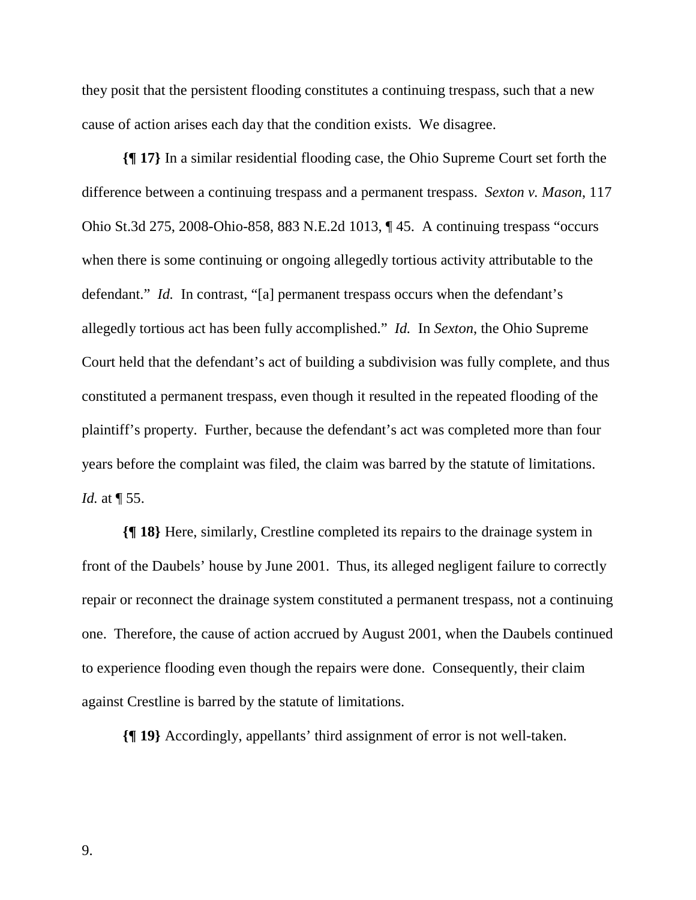they posit that the persistent flooding constitutes a continuing trespass, such that a new cause of action arises each day that the condition exists. We disagree.

**{¶ 17}** In a similar residential flooding case, the Ohio Supreme Court set forth the difference between a continuing trespass and a permanent trespass. *Sexton v. Mason*, 117 Ohio St.3d 275, 2008-Ohio-858, 883 N.E.2d 1013, ¶ 45. A continuing trespass "occurs when there is some continuing or ongoing allegedly tortious activity attributable to the defendant." *Id.* In contrast, "[a] permanent trespass occurs when the defendant's allegedly tortious act has been fully accomplished." *Id.* In *Sexton*, the Ohio Supreme Court held that the defendant's act of building a subdivision was fully complete, and thus constituted a permanent trespass, even though it resulted in the repeated flooding of the plaintiff's property. Further, because the defendant's act was completed more than four years before the complaint was filed, the claim was barred by the statute of limitations. *Id.* at ¶ 55.

**{¶ 18}** Here, similarly, Crestline completed its repairs to the drainage system in front of the Daubels' house by June 2001. Thus, its alleged negligent failure to correctly repair or reconnect the drainage system constituted a permanent trespass, not a continuing one. Therefore, the cause of action accrued by August 2001, when the Daubels continued to experience flooding even though the repairs were done. Consequently, their claim against Crestline is barred by the statute of limitations.

**{¶ 19}** Accordingly, appellants' third assignment of error is not well-taken.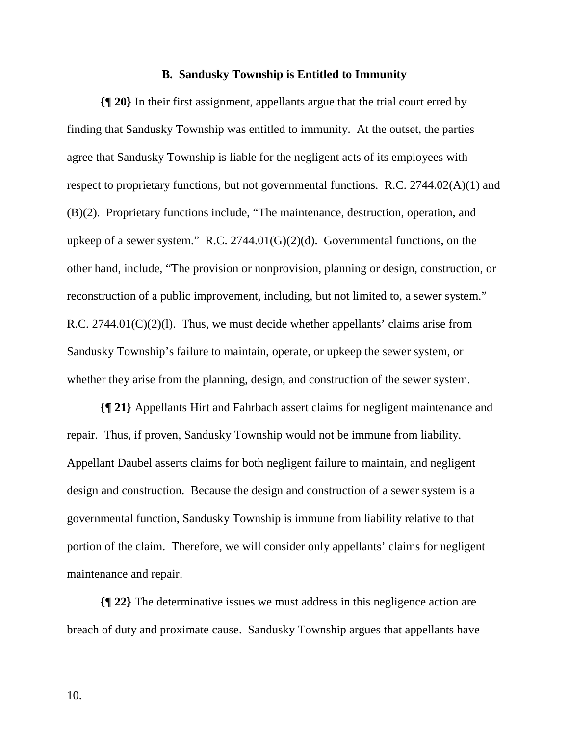### B. Sandusky Township is Entitled to Immunity

**{¶ 20}** In their first assignment, appellants argue that the trial court erred by finding that Sandusky Township was entitled to immunity. At the outset, the parties agree that Sandusky Township is liable for the negligent acts of its employees with respect to proprietary functions, but not governmental functions. R.C. 2744.02(A)(1) and (B)(2). Proprietary functions include, "The maintenance, destruction, operation, and upkeep of a sewer system." R.C. 2744.01(G)(2)(d). Governmental functions, on the other hand, include, "The provision or nonprovision, planning or design, construction, or reconstruction of a public improvement, including, but not limited to, a sewer system." R.C. 2744.01(C)(2)(l). Thus, we must decide whether appellants' claims arise from Sandusky Township's failure to maintain, operate, or upkeep the sewer system, or whether they arise from the planning, design, and construction of the sewer system.

**{¶ 21}** Appellants Hirt and Fahrbach assert claims for negligent maintenance and repair. Thus, if proven, Sandusky Township would not be immune from liability. Appellant Daubel asserts claims for both negligent failure to maintain, and negligent design and construction. Because the design and construction of a sewer system is a governmental function, Sandusky Township is immune from liability relative to that portion of the claim. Therefore, we will consider only appellants' claims for negligent maintenance and repair.

**{¶ 22}** The determinative issues we must address in this negligence action are breach of duty and proximate cause. Sandusky Township argues that appellants have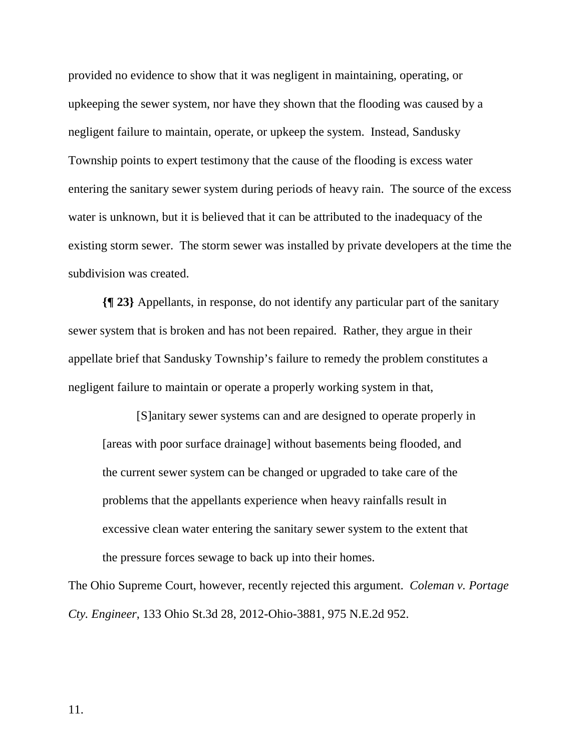provided no evidence to show that it was negligent in maintaining, operating, or upkeeping the sewer system, nor have they shown that the flooding was caused by a negligent failure to maintain, operate, or upkeep the system. Instead, Sandusky Township points to expert testimony that the cause of the flooding is excess water entering the sanitary sewer system during periods of heavy rain. The source of the excess water is unknown, but it is believed that it can be attributed to the inadequacy of the existing storm sewer. The storm sewer was installed by private developers at the time the subdivision was created.

**{¶ 23}** Appellants, in response, do not identify any particular part of the sanitary sewer system that is broken and has not been repaired. Rather, they argue in their appellate brief that Sandusky Township's failure to remedy the problem constitutes a negligent failure to maintain or operate a properly working system in that,

> [S]anitary sewer systems can and are designed to operate properly in [areas with poor surface drainage] without basements being flooded, and the current sewer system can be changed or upgraded to take care of the problems that the appellants experience when heavy rainfalls result in excessive clean water entering the sanitary sewer system to the extent that the pressure forces sewage to back up into their homes.

The Ohio Supreme Court, however, recently rejected this argument. *Coleman v. Portage Cty. Engineer*, 133 Ohio St.3d 28, 2012-Ohio-3881, 975 N.E.2d 952.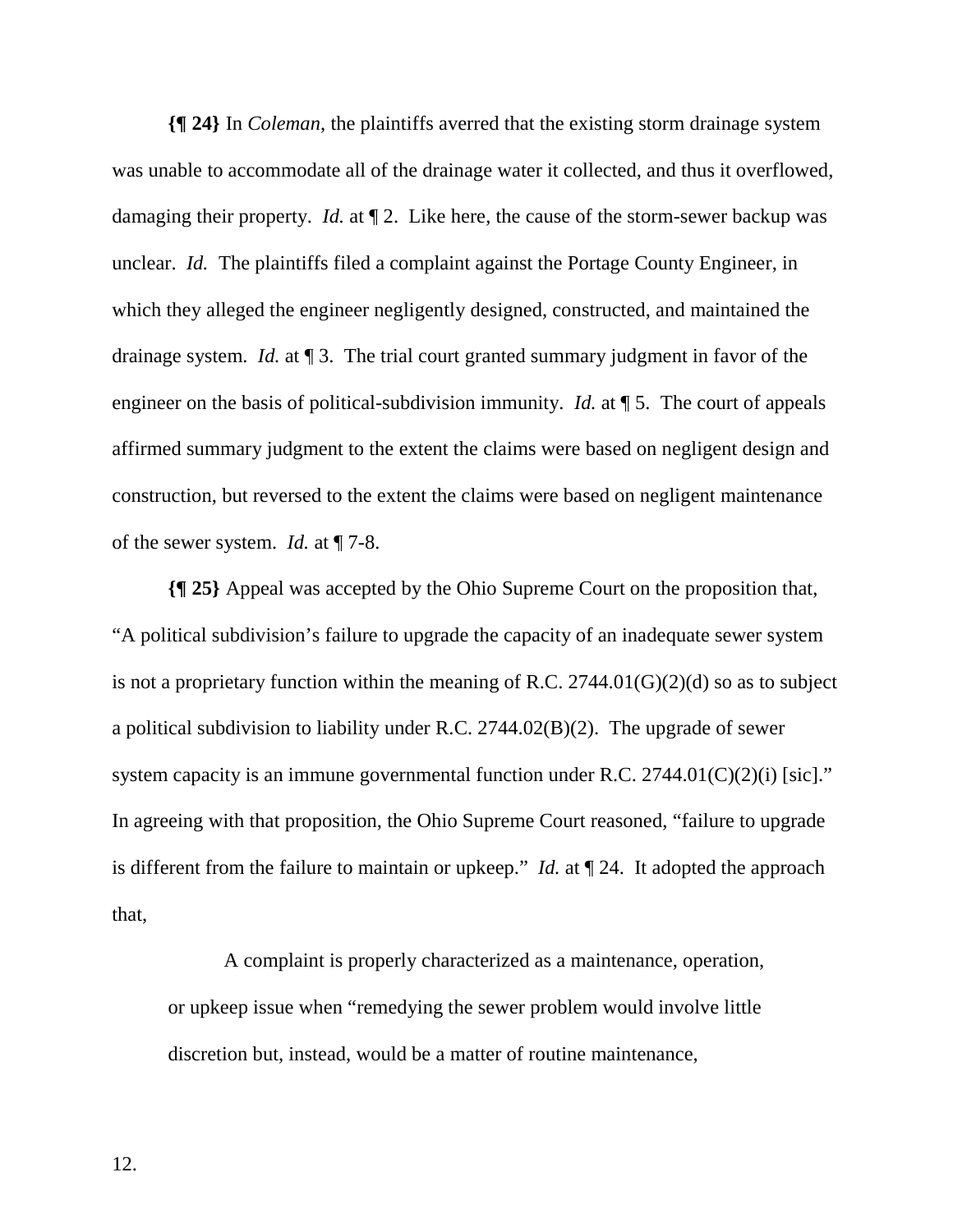**{¶ 24}** In *Coleman*, the plaintiffs averred that the existing storm drainage system was unable to accommodate all of the drainage water it collected, and thus it overflowed, damaging their property. *Id.* at ¶ 2. Like here, the cause of the storm-sewer backup was unclear. *Id.* The plaintiffs filed a complaint against the Portage County Engineer, in which they alleged the engineer negligently designed, constructed, and maintained the drainage system. *Id.* at ¶ 3. The trial court granted summary judgment in favor of the engineer on the basis of political-subdivision immunity. *Id.* at ¶ 5. The court of appeals affirmed summary judgment to the extent the claims were based on negligent design and construction, but reversed to the extent the claims were based on negligent maintenance of the sewer system. *Id.* at ¶ 7-8.

**{¶ 25}** Appeal was accepted by the Ohio Supreme Court on the proposition that, "A political subdivision's failure to upgrade the capacity of an inadequate sewer system is not a proprietary function within the meaning of R.C. 2744.01(G)(2)(d) so as to subject a political subdivision to liability under R.C. 2744.02(B)(2). The upgrade of sewer system capacity is an immune governmental function under R.C. 2744.01(C)(2)(i) [sic]." In agreeing with that proposition, the Ohio Supreme Court reasoned, "failure to upgrade is different from the failure to maintain or upkeep." *Id.* at ¶ 24. It adopted the approach that,

> A complaint is properly characterized as a maintenance, operation, or upkeep issue when "remedying the sewer problem would involve little discretion but, instead, would be a matter of routine maintenance,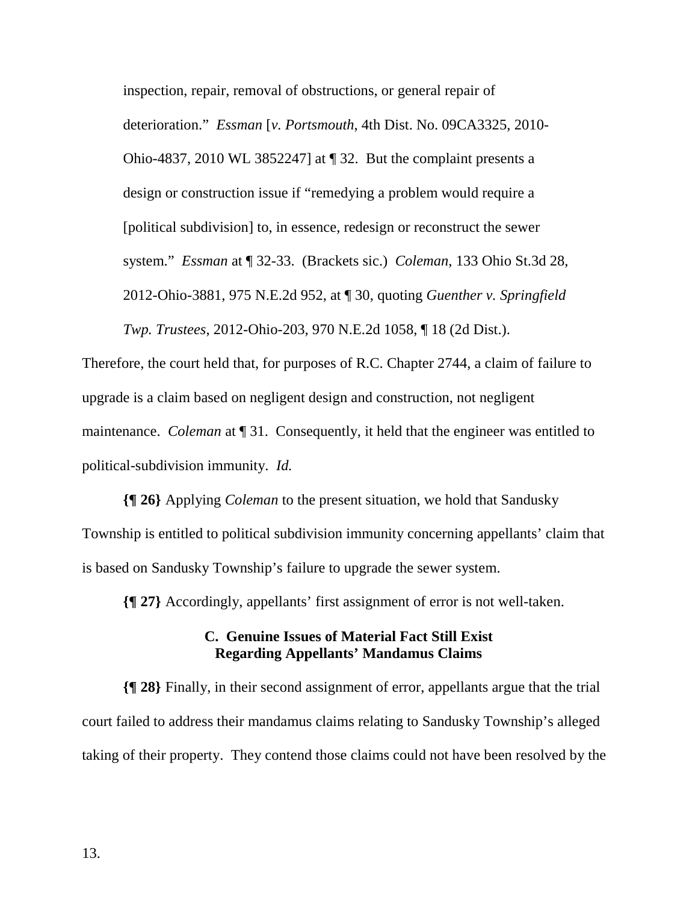inspection, repair, removal of obstructions, or general repair of deterioration." *Essman* [*v. Portsmouth*, 4th Dist. No. 09CA3325, 2010-Ohio-4837, 2010 WL 3852247] at ¶ 32. But the complaint presents a design or construction issue if "remedying a problem would require a [political subdivision] to, in essence, redesign or reconstruct the sewer system." *Essman* at ¶ 32-33. (Brackets sic.) *Coleman*, 133 Ohio St.3d 28, 2012-Ohio-3881, 975 N.E.2d 952, at ¶ 30, quoting *Guenther v. Springfield Twp. Trustees*, 2012-Ohio-203, 970 N.E.2d 1058, ¶ 18 (2d Dist.).

Therefore, the court held that, for purposes of R.C. Chapter 2744, a claim of failure to upgrade is a claim based on negligent design and construction, not negligent maintenance. *Coleman* at ¶ 31. Consequently, it held that the engineer was entitled to political-subdivision immunity. *Id.*

**{¶ 26}** Applying *Coleman* to the present situation, we hold that Sandusky Township is entitled to political subdivision immunity concerning appellants' claim that is based on Sandusky Township's failure to upgrade the sewer system.

**{¶ 27}** Accordingly, appellants' first assignment of error is not well-taken.

### C. Genuine Issues of Material Fact Still Exist Regarding Appellants' Mandamus Claims

**{¶ 28}** Finally, in their second assignment of error, appellants argue that the trial court failed to address their mandamus claims relating to Sandusky Township's alleged taking of their property. They contend those claims could not have been resolved by the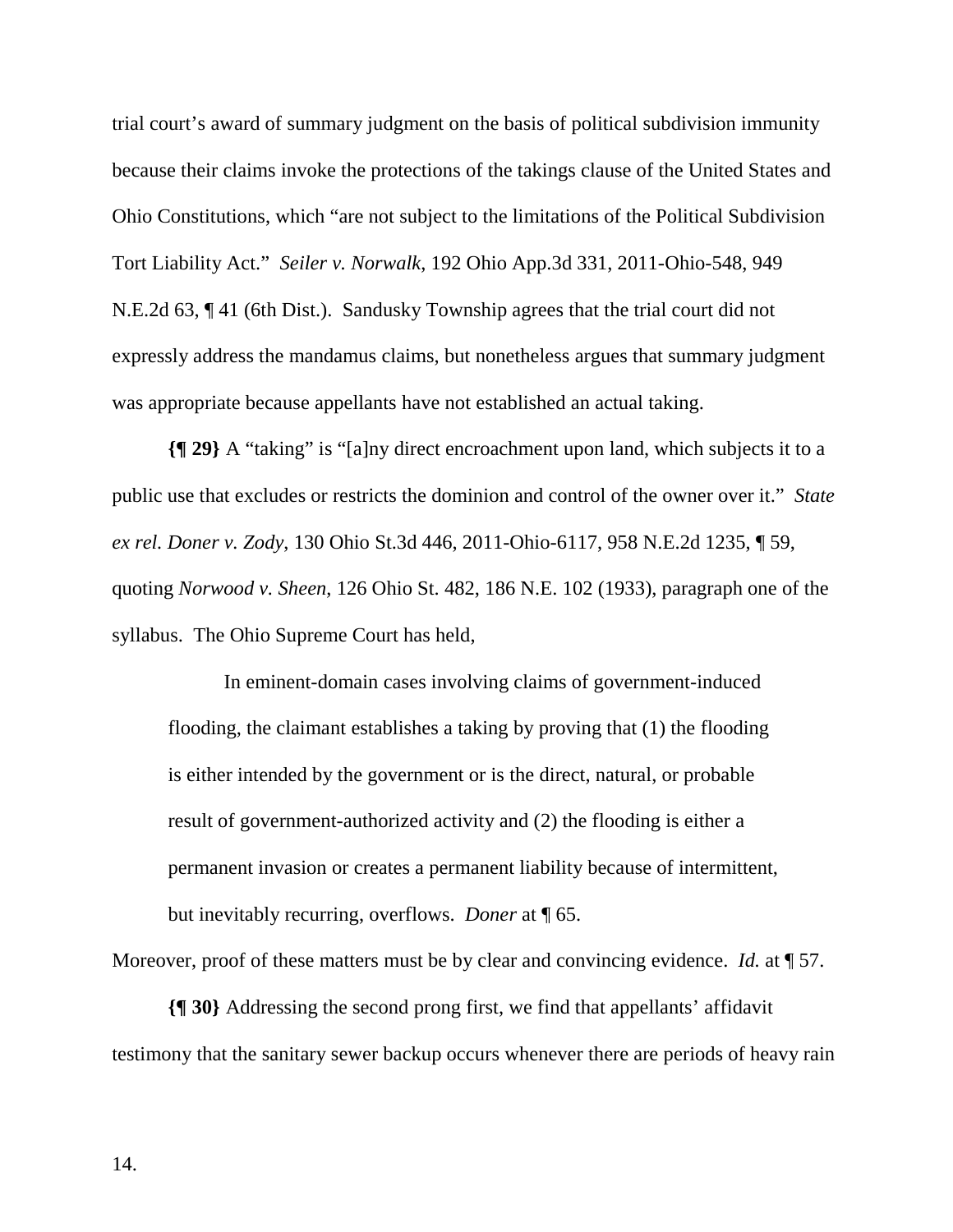trial court's award of summary judgment on the basis of political subdivision immunity because their claims invoke the protections of the takings clause of the United States and Ohio Constitutions, which "are not subject to the limitations of the Political Subdivision Tort Liability Act." *Seiler v. Norwalk*, 192 Ohio App.3d 331, 2011-Ohio-548, 949 N.E.2d 63, ¶ 41 (6th Dist.). Sandusky Township agrees that the trial court did not expressly address the mandamus claims, but nonetheless argues that summary judgment was appropriate because appellants have not established an actual taking.

**{¶ 29}** A "taking" is "[a]ny direct encroachment upon land, which subjects it to a public use that excludes or restricts the dominion and control of the owner over it." *State ex rel. Doner v. Zody*, 130 Ohio St.3d 446, 2011-Ohio-6117, 958 N.E.2d 1235, ¶ 59, quoting *Norwood v. Sheen*, 126 Ohio St. 482, 186 N.E. 102 (1933), paragraph one of the syllabus. The Ohio Supreme Court has held,

> In eminent-domain cases involving claims of government-induced flooding, the claimant establishes a taking by proving that (1) the flooding is either intended by the government or is the direct, natural, or probable result of government-authorized activity and (2) the flooding is either a permanent invasion or creates a permanent liability because of intermittent, but inevitably recurring, overflows. *Doner* at ¶ 65.

Moreover, proof of these matters must be by clear and convincing evidence. *Id.* at ¶ 57.

**{¶ 30}** Addressing the second prong first, we find that appellants' affidavit testimony that the sanitary sewer backup occurs whenever there are periods of heavy rain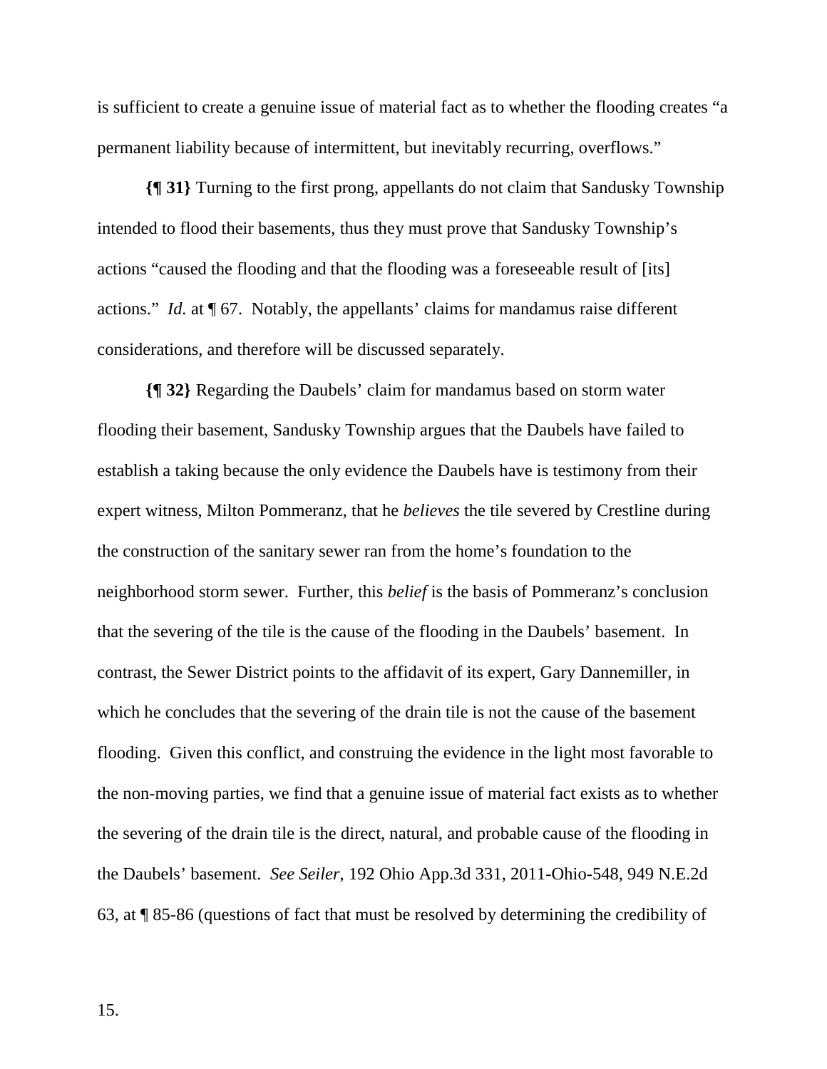is sufficient to create a genuine issue of material fact as to whether the flooding creates "a permanent liability because of intermittent, but inevitably recurring, overflows."

**{¶ 31}** Turning to the first prong, appellants do not claim that Sandusky Township intended to flood their basements, thus they must prove that Sandusky Township's actions "caused the flooding and that the flooding was a foreseeable result of [its] actions." *Id.* at ¶ 67. Notably, the appellants' claims for mandamus raise different considerations, and therefore will be discussed separately.

**{¶ 32}** Regarding the Daubels' claim for mandamus based on storm water flooding their basement, Sandusky Township argues that the Daubels have failed to establish a taking because the only evidence the Daubels have is testimony from their expert witness, Milton Pommeranz, that he *believes* the tile severed by Crestline during the construction of the sanitary sewer ran from the home's foundation to the neighborhood storm sewer. Further, this *belief* is the basis of Pommeranz's conclusion that the severing of the tile is the cause of the flooding in the Daubels' basement. In contrast, the Sewer District points to the affidavit of its expert, Gary Dannemiller, in which he concludes that the severing of the drain tile is not the cause of the basement flooding. Given this conflict, and construing the evidence in the light most favorable to the non-moving parties, we find that a genuine issue of material fact exists as to whether the severing of the drain tile is the direct, natural, and probable cause of the flooding in the Daubels' basement. *See Seiler*, 192 Ohio App.3d 331, 2011-Ohio-548, 949 N.E.2d 63, at ¶ 85-86 (questions of fact that must be resolved by determining the credibility of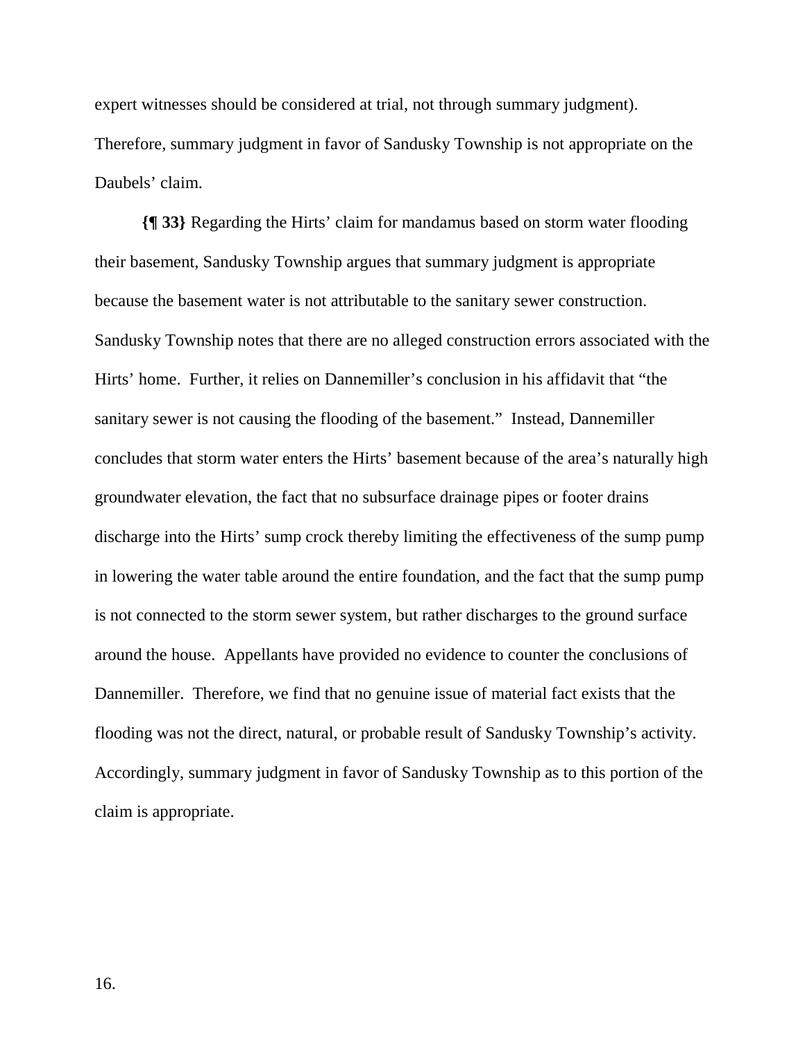expert witnesses should be considered at trial, not through summary judgment). Therefore, summary judgment in favor of Sandusky Township is not appropriate on the Daubels' claim.

**{¶ 33}** Regarding the Hirts' claim for mandamus based on storm water flooding their basement, Sandusky Township argues that summary judgment is appropriate because the basement water is not attributable to the sanitary sewer construction. Sandusky Township notes that there are no alleged construction errors associated with the Hirts' home. Further, it relies on Dannemiller's conclusion in his affidavit that "the sanitary sewer is not causing the flooding of the basement." Instead, Dannemiller concludes that storm water enters the Hirts' basement because of the area's naturally high groundwater elevation, the fact that no subsurface drainage pipes or footer drains discharge into the Hirts' sump crock thereby limiting the effectiveness of the sump pump in lowering the water table around the entire foundation, and the fact that the sump pump is not connected to the storm sewer system, but rather discharges to the ground surface around the house. Appellants have provided no evidence to counter the conclusions of Dannemiller. Therefore, we find that no genuine issue of material fact exists that the flooding was not the direct, natural, or probable result of Sandusky Township's activity. Accordingly, summary judgment in favor of Sandusky Township as to this portion of the claim is appropriate.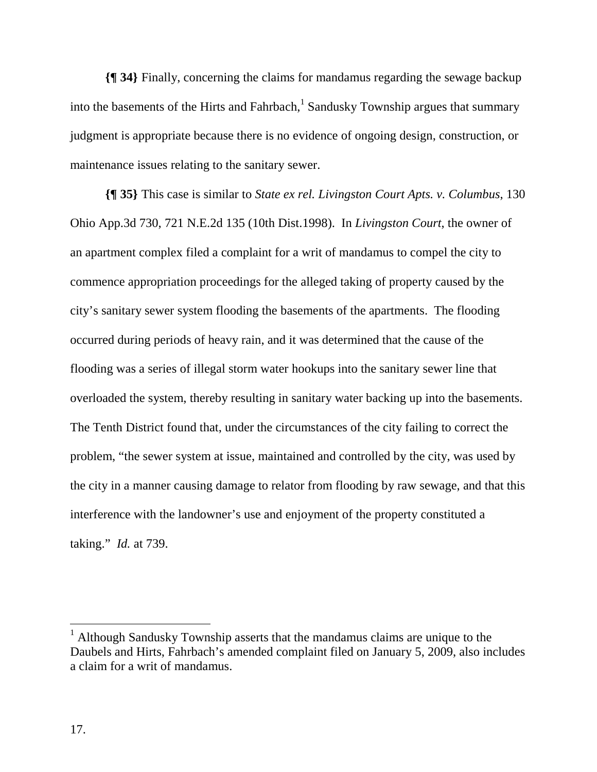**{¶ 34}** Finally, concerning the claims for mandamus regarding the sewage backup into the basements of the Hirts and Fahrbach,[1] Sandusky Township argues that summary judgment is appropriate because there is no evidence of ongoing design, construction, or maintenance issues relating to the sanitary sewer.

**{¶ 35}** This case is similar to *State ex rel. Livingston Court Apts. v. Columbus*, 130 Ohio App.3d 730, 721 N.E.2d 135 (10th Dist.1998). In *Livingston Court*, the owner of an apartment complex filed a complaint for a writ of mandamus to compel the city to commence appropriation proceedings for the alleged taking of property caused by the city's sanitary sewer system flooding the basements of the apartments. The flooding occurred during periods of heavy rain, and it was determined that the cause of the flooding was a series of illegal storm water hookups into the sanitary sewer line that overloaded the system, thereby resulting in sanitary water backing up into the basements. The Tenth District found that, under the circumstances of the city failing to correct the problem, "the sewer system at issue, maintained and controlled by the city, was used by the city in a manner causing damage to relator from flooding by raw sewage, and that this interference with the landowner's use and enjoyment of the property constituted a taking." *Id.* at 739.

---

[1] Although Sandusky Township asserts that the mandamus claims are unique to the Daubels and Hirts, Fahrbach's amended complaint filed on January 5, 2009, also includes a claim for a writ of mandamus.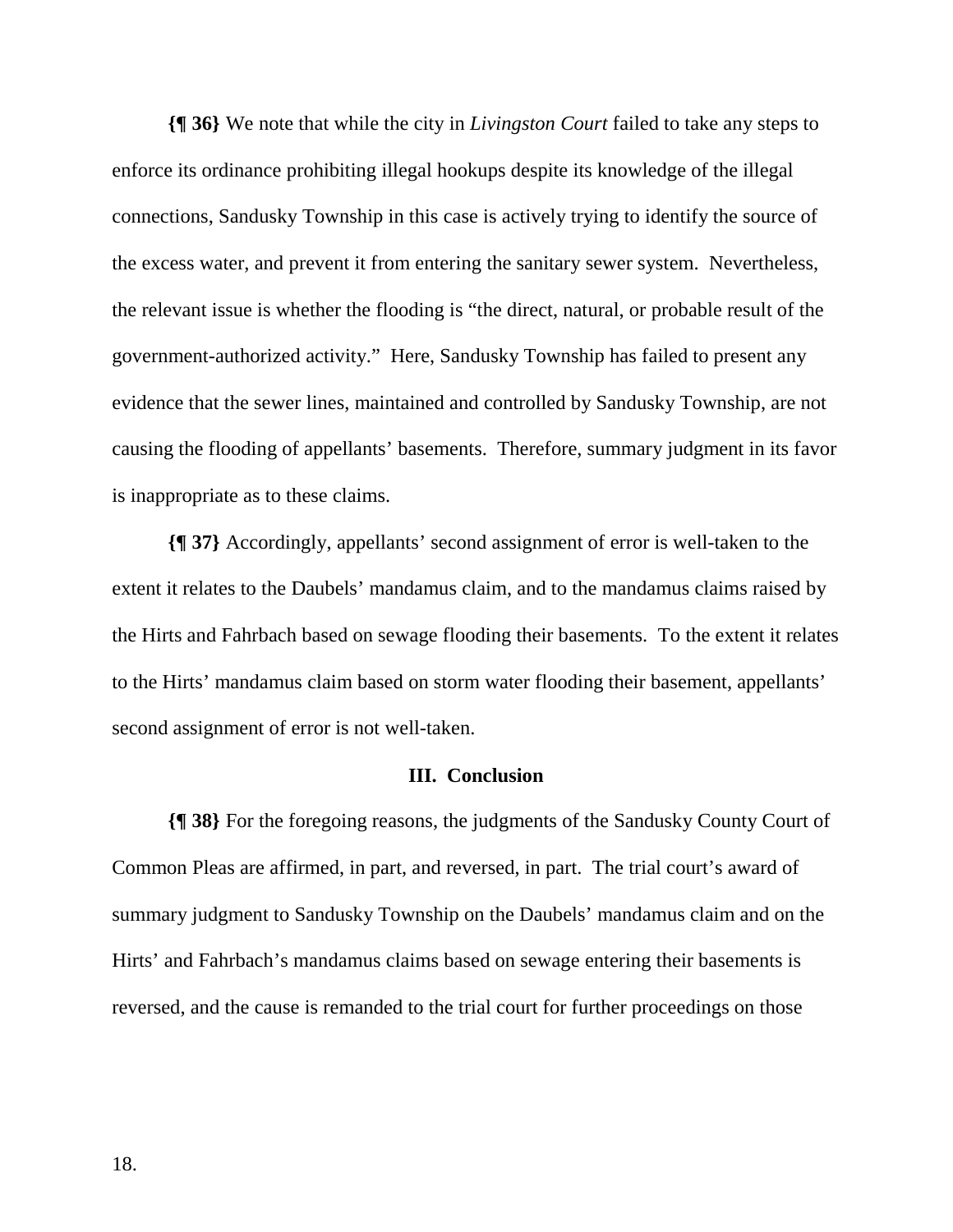**{¶ 36}** We note that while the city in *Livingston Court* failed to take any steps to enforce its ordinance prohibiting illegal hookups despite its knowledge of the illegal connections, Sandusky Township in this case is actively trying to identify the source of the excess water, and prevent it from entering the sanitary sewer system. Nevertheless, the relevant issue is whether the flooding is "the direct, natural, or probable result of the government-authorized activity." Here, Sandusky Township has failed to present any evidence that the sewer lines, maintained and controlled by Sandusky Township, are not causing the flooding of appellants' basements. Therefore, summary judgment in its favor is inappropriate as to these claims.

**{¶ 37}** Accordingly, appellants' second assignment of error is well-taken to the extent it relates to the Daubels' mandamus claim, and to the mandamus claims raised by the Hirts and Fahrbach based on sewage flooding their basements. To the extent it relates to the Hirts' mandamus claim based on storm water flooding their basement, appellants' second assignment of error is not well-taken.

## III. Conclusion

**{¶ 38}** For the foregoing reasons, the judgments of the Sandusky County Court of Common Pleas are affirmed, in part, and reversed, in part. The trial court's award of summary judgment to Sandusky Township on the Daubels' mandamus claim and on the Hirts' and Fahrbach's mandamus claims based on sewage entering their basements is reversed, and the cause is remanded to the trial court for further proceedings on those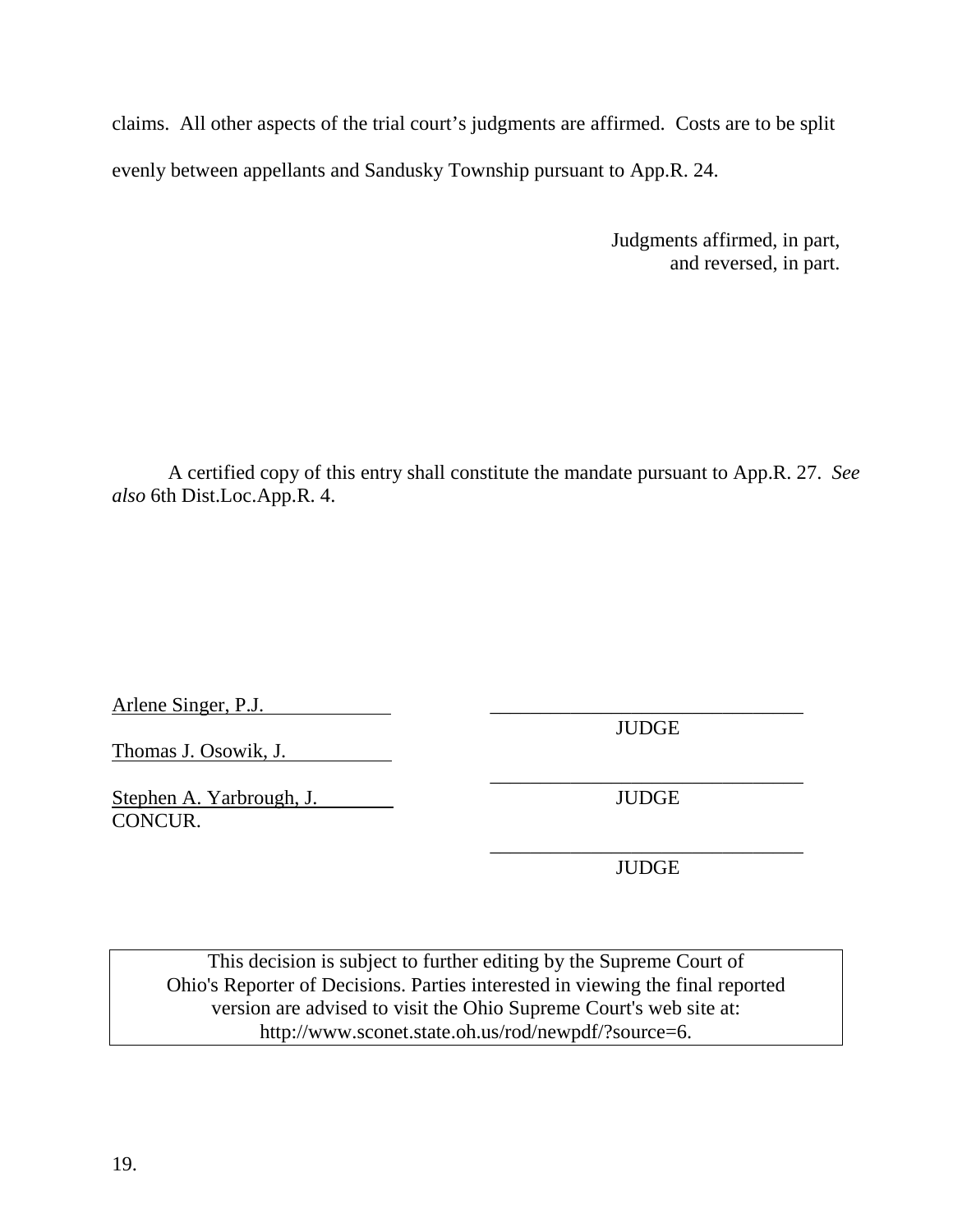claims. All other aspects of the trial court's judgments are affirmed. Costs are to be split evenly between appellants and Sandusky Township pursuant to App.R. 24.

Judgments affirmed, in part,
and reversed, in part.

A certified copy of this entry shall constitute the mandate pursuant to App.R. 27. *See also* 6th Dist.Loc.App.R. 4.

Arlene Singer, P.J. _______________________________
JUDGE

Thomas J. Osowik, J.
_______________________________
Stephen A. Yarbrough, J. JUDGE
CONCUR.
_______________________________
JUDGE

This decision is subject to further editing by the Supreme Court of Ohio's Reporter of Decisions. Parties interested in viewing the final reported version are advised to visit the Ohio Supreme Court's web site at: http://www.sconet.state.oh.us/rod/newpdf/?source=6.